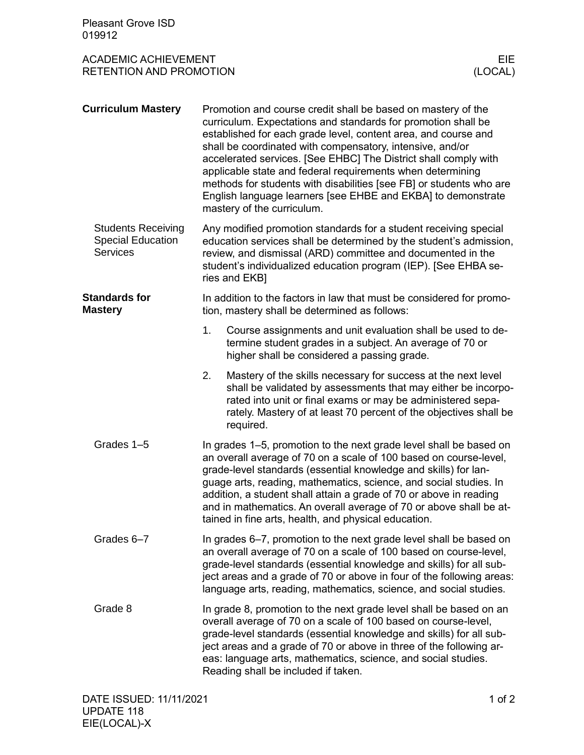Pleasant Grove ISD
019912

ACADEMIC ACHIEVEMENT
RETENTION AND PROMOTION

EIE
(LOCAL)

## Curriculum Mastery

Promotion and course credit shall be based on mastery of the curriculum. Expectations and standards for promotion shall be established for each grade level, content area, and course and shall be coordinated with compensatory, intensive, and/or accelerated services. [See EHBC] The District shall comply with applicable state and federal requirements when determining methods for students with disabilities [see FB] or students who are English language learners [see EHBE and EKBA] to demonstrate mastery of the curriculum.

### Students Receiving Special Education Services

Any modified promotion standards for a student receiving special education services shall be determined by the student's admission, review, and dismissal (ARD) committee and documented in the student's individualized education program (IEP). [See EHBA series and EKB]

## Standards for Mastery

In addition to the factors in law that must be considered for promotion, mastery shall be determined as follows:

1. Course assignments and unit evaluation shall be used to determine student grades in a subject. An average of 70 or higher shall be considered a passing grade.
2. Mastery of the skills necessary for success at the next level shall be validated by assessments that may either be incorporated into unit or final exams or may be administered separately. Mastery of at least 70 percent of the objectives shall be required.

### Grades 1–5

In grades 1–5, promotion to the next grade level shall be based on an overall average of 70 on a scale of 100 based on course-level, grade-level standards (essential knowledge and skills) for language arts, reading, mathematics, science, and social studies. In addition, a student shall attain a grade of 70 or above in reading and in mathematics. An overall average of 70 or above shall be attained in fine arts, health, and physical education.

### Grades 6–7

In grades 6–7, promotion to the next grade level shall be based on an overall average of 70 on a scale of 100 based on course-level, grade-level standards (essential knowledge and skills) for all subject areas and a grade of 70 or above in four of the following areas: language arts, reading, mathematics, science, and social studies.

### Grade 8

In grade 8, promotion to the next grade level shall be based on an overall average of 70 on a scale of 100 based on course-level, grade-level standards (essential knowledge and skills) for all subject areas and a grade of 70 or above in three of the following areas: language arts, mathematics, science, and social studies. Reading shall be included if taken.

DATE ISSUED: 11/11/2021
UPDATE 118
EIE(LOCAL)-X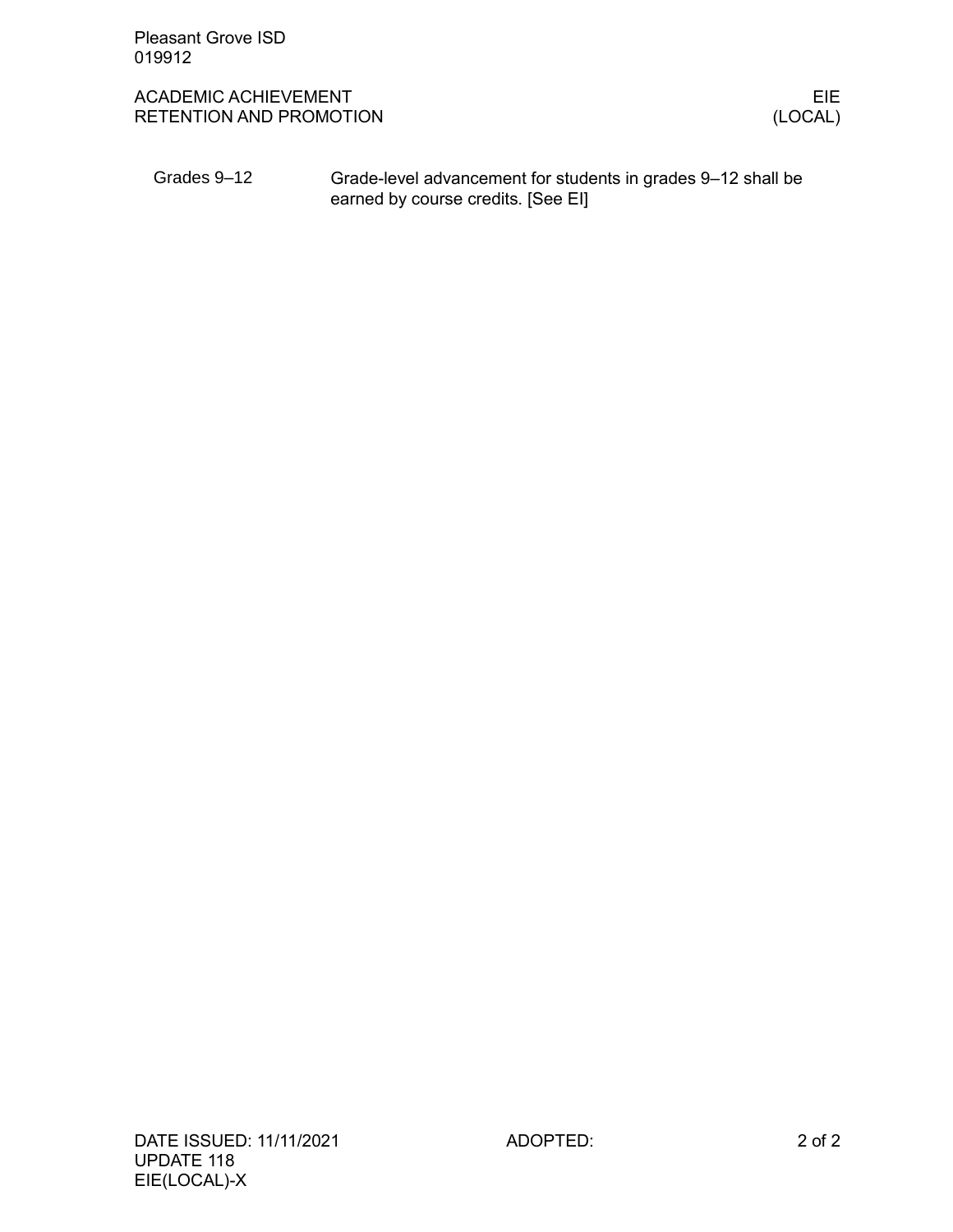**Grades 9–12**

Grade-level advancement for students in grades 9–12 shall be earned by course credits. [See EI]